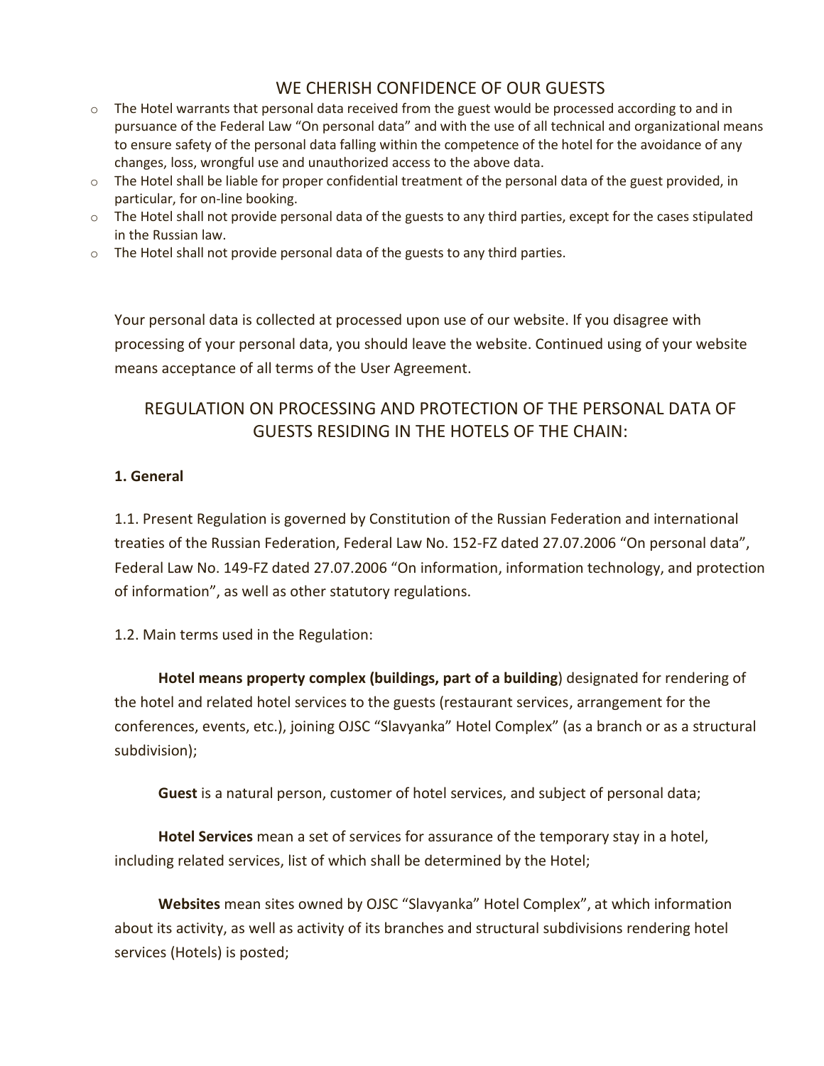## WE CHERISH CONFIDENCE OF OUR GUESTS

- The Hotel warrants that personal data received from the guest would be processed according to and in pursuance of the Federal Law "On personal data" and with the use of all technical and organizational means to ensure safety of the personal data falling within the competence of the hotel for the avoidance of any changes, loss, wrongful use and unauthorized access to the above data.
- The Hotel shall be liable for proper confidential treatment of the personal data of the guest provided, in particular, for on-line booking.
- The Hotel shall not provide personal data of the guests to any third parties, except for the cases stipulated in the Russian law.
- The Hotel shall not provide personal data of the guests to any third parties.

Your personal data is collected at processed upon use of our website. If you disagree with processing of your personal data, you should leave the website. Continued using of your website means acceptance of all terms of the User Agreement.

## REGULATION ON PROCESSING AND PROTECTION OF THE PERSONAL DATA OF GUESTS RESIDING IN THE HOTELS OF THE CHAIN:

**1. General**

1.1. Present Regulation is governed by Constitution of the Russian Federation and international treaties of the Russian Federation, Federal Law No. 152-FZ dated 27.07.2006 "On personal data", Federal Law No. 149-FZ dated 27.07.2006 "On information, information technology, and protection of information", as well as other statutory regulations.

1.2. Main terms used in the Regulation:

**Hotel means property complex (buildings, part of a building**) designated for rendering of the hotel and related hotel services to the guests (restaurant services, arrangement for the conferences, events, etc.), joining OJSC "Slavyanka" Hotel Complex" (as a branch or as a structural subdivision);

**Guest** is a natural person, customer of hotel services, and subject of personal data;

**Hotel Services** mean a set of services for assurance of the temporary stay in a hotel, including related services, list of which shall be determined by the Hotel;

**Websites** mean sites owned by OJSC "Slavyanka" Hotel Complex", at which information about its activity, as well as activity of its branches and structural subdivisions rendering hotel services (Hotels) is posted;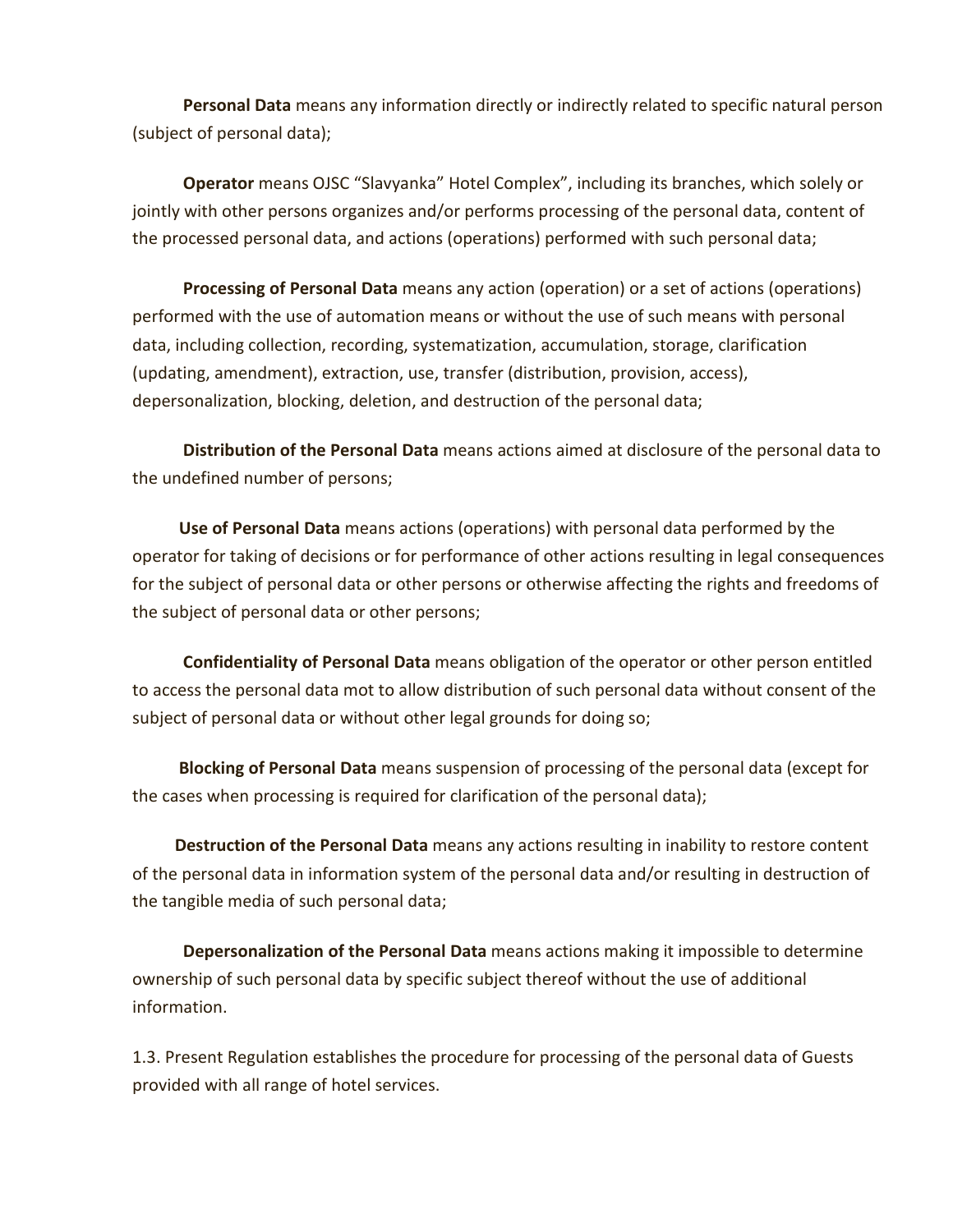**Personal Data** means any information directly or indirectly related to specific natural person (subject of personal data);

**Operator** means OJSC "Slavyanka" Hotel Complex", including its branches, which solely or jointly with other persons organizes and/or performs processing of the personal data, content of the processed personal data, and actions (operations) performed with such personal data;

**Processing of Personal Data** means any action (operation) or a set of actions (operations) performed with the use of automation means or without the use of such means with personal data, including collection, recording, systematization, accumulation, storage, clarification (updating, amendment), extraction, use, transfer (distribution, provision, access), depersonalization, blocking, deletion, and destruction of the personal data;

**Distribution of the Personal Data** means actions aimed at disclosure of the personal data to the undefined number of persons;

**Use of Personal Data** means actions (operations) with personal data performed by the operator for taking of decisions or for performance of other actions resulting in legal consequences for the subject of personal data or other persons or otherwise affecting the rights and freedoms of the subject of personal data or other persons;

**Confidentiality of Personal Data** means obligation of the operator or other person entitled to access the personal data mot to allow distribution of such personal data without consent of the subject of personal data or without other legal grounds for doing so;

**Blocking of Personal Data** means suspension of processing of the personal data (except for the cases when processing is required for clarification of the personal data);

**Destruction of the Personal Data** means any actions resulting in inability to restore content of the personal data in information system of the personal data and/or resulting in destruction of the tangible media of such personal data;

**Depersonalization of the Personal Data** means actions making it impossible to determine ownership of such personal data by specific subject thereof without the use of additional information.

1.3. Present Regulation establishes the procedure for processing of the personal data of Guests provided with all range of hotel services.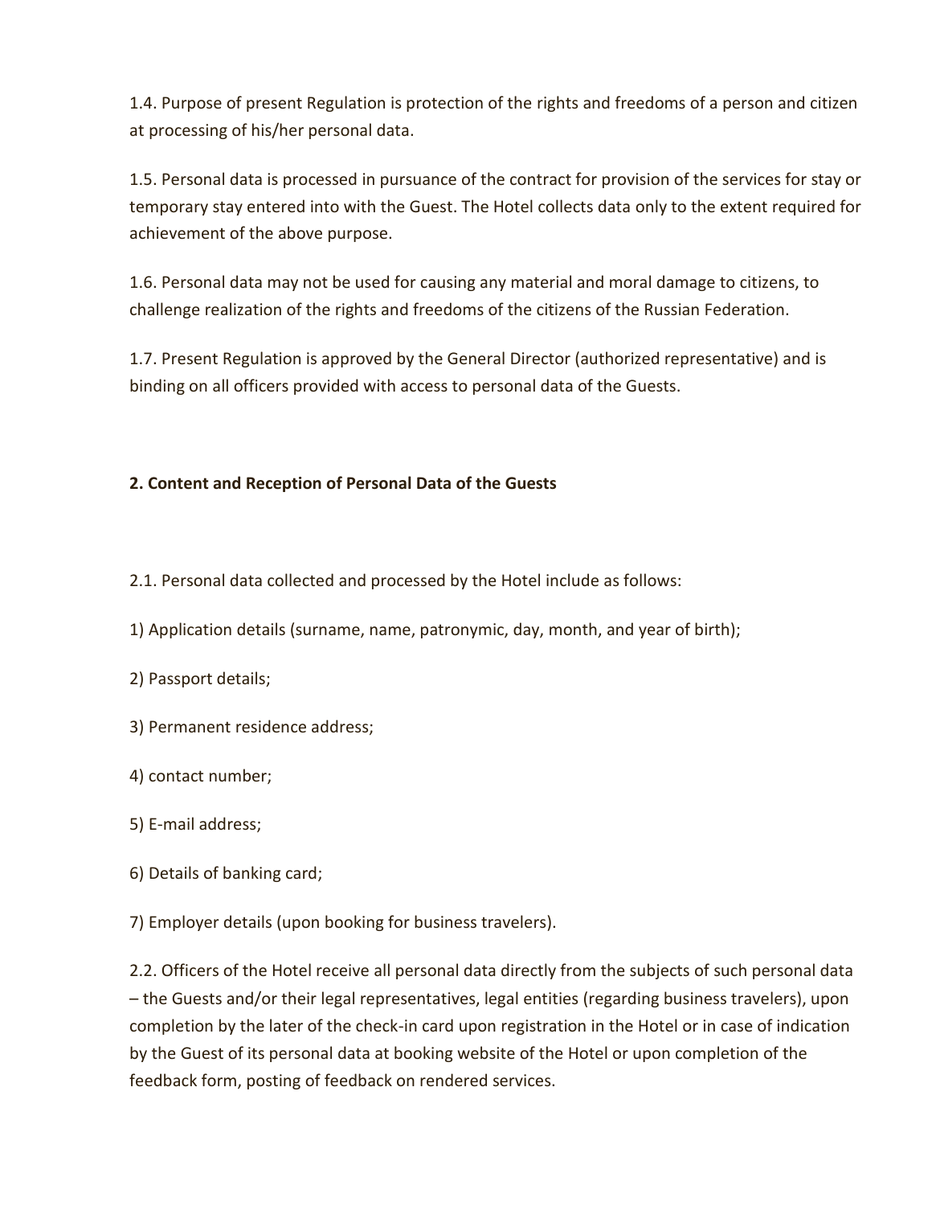1.4. Purpose of present Regulation is protection of the rights and freedoms of a person and citizen at processing of his/her personal data.

1.5. Personal data is processed in pursuance of the contract for provision of the services for stay or temporary stay entered into with the Guest. The Hotel collects data only to the extent required for achievement of the above purpose.

1.6. Personal data may not be used for causing any material and moral damage to citizens, to challenge realization of the rights and freedoms of the citizens of the Russian Federation.

1.7. Present Regulation is approved by the General Director (authorized representative) and is binding on all officers provided with access to personal data of the Guests.

## 2. Content and Reception of Personal Data of the Guests

2.1. Personal data collected and processed by the Hotel include as follows:

1) Application details (surname, name, patronymic, day, month, and year of birth);

2) Passport details;

3) Permanent residence address;

4) contact number;

5) E-mail address;

6) Details of banking card;

7) Employer details (upon booking for business travelers).

2.2. Officers of the Hotel receive all personal data directly from the subjects of such personal data – the Guests and/or their legal representatives, legal entities (regarding business travelers), upon completion by the later of the check-in card upon registration in the Hotel or in case of indication by the Guest of its personal data at booking website of the Hotel or upon completion of the feedback form, posting of feedback on rendered services.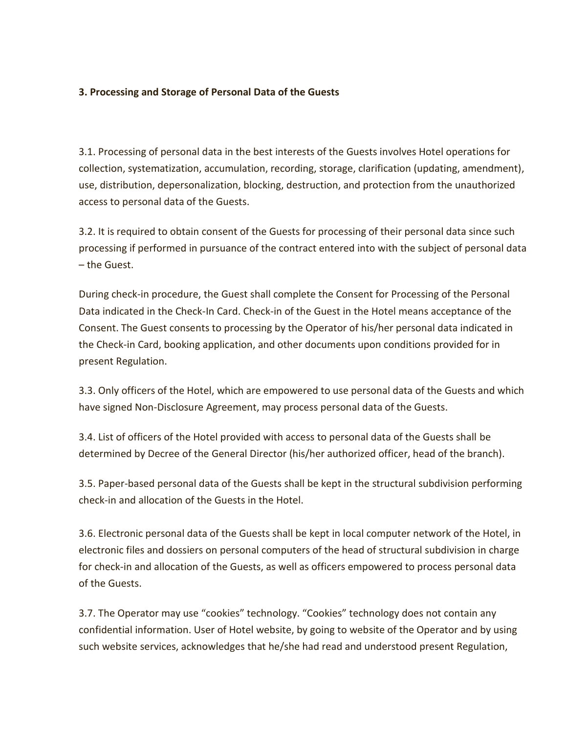**3. Processing and Storage of Personal Data of the Guests**

3.1. Processing of personal data in the best interests of the Guests involves Hotel operations for collection, systematization, accumulation, recording, storage, clarification (updating, amendment), use, distribution, depersonalization, blocking, destruction, and protection from the unauthorized access to personal data of the Guests.

3.2. It is required to obtain consent of the Guests for processing of their personal data since such processing if performed in pursuance of the contract entered into with the subject of personal data – the Guest.

During check-in procedure, the Guest shall complete the Consent for Processing of the Personal Data indicated in the Check-In Card. Check-in of the Guest in the Hotel means acceptance of the Consent. The Guest consents to processing by the Operator of his/her personal data indicated in the Check-in Card, booking application, and other documents upon conditions provided for in present Regulation.

3.3. Only officers of the Hotel, which are empowered to use personal data of the Guests and which have signed Non-Disclosure Agreement, may process personal data of the Guests.

3.4. List of officers of the Hotel provided with access to personal data of the Guests shall be determined by Decree of the General Director (his/her authorized officer, head of the branch).

3.5. Paper-based personal data of the Guests shall be kept in the structural subdivision performing check-in and allocation of the Guests in the Hotel.

3.6. Electronic personal data of the Guests shall be kept in local computer network of the Hotel, in electronic files and dossiers on personal computers of the head of structural subdivision in charge for check-in and allocation of the Guests, as well as officers empowered to process personal data of the Guests.

3.7. The Operator may use "cookies" technology. "Cookies" technology does not contain any confidential information. User of Hotel website, by going to website of the Operator and by using such website services, acknowledges that he/she had read and understood present Regulation,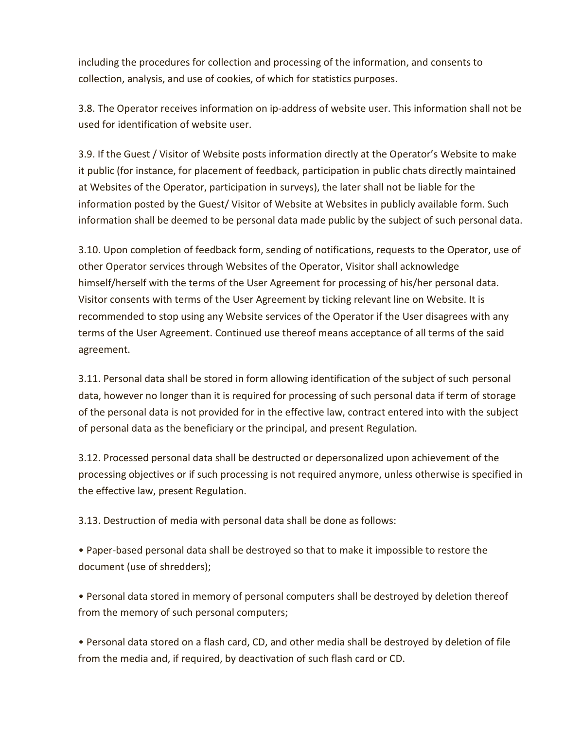including the procedures for collection and processing of the information, and consents to collection, analysis, and use of cookies, of which for statistics purposes.

3.8. The Operator receives information on ip-address of website user. This information shall not be used for identification of website user.

3.9. If the Guest / Visitor of Website posts information directly at the Operator's Website to make it public (for instance, for placement of feedback, participation in public chats directly maintained at Websites of the Operator, participation in surveys), the later shall not be liable for the information posted by the Guest/ Visitor of Website at Websites in publicly available form. Such information shall be deemed to be personal data made public by the subject of such personal data.

3.10. Upon completion of feedback form, sending of notifications, requests to the Operator, use of other Operator services through Websites of the Operator, Visitor shall acknowledge himself/herself with the terms of the User Agreement for processing of his/her personal data. Visitor consents with terms of the User Agreement by ticking relevant line on Website. It is recommended to stop using any Website services of the Operator if the User disagrees with any terms of the User Agreement. Continued use thereof means acceptance of all terms of the said agreement.

3.11. Personal data shall be stored in form allowing identification of the subject of such personal data, however no longer than it is required for processing of such personal data if term of storage of the personal data is not provided for in the effective law, contract entered into with the subject of personal data as the beneficiary or the principal, and present Regulation.

3.12. Processed personal data shall be destructed or depersonalized upon achievement of the processing objectives or if such processing is not required anymore, unless otherwise is specified in the effective law, present Regulation.

3.13. Destruction of media with personal data shall be done as follows:

• Paper-based personal data shall be destroyed so that to make it impossible to restore the document (use of shredders);

• Personal data stored in memory of personal computers shall be destroyed by deletion thereof from the memory of such personal computers;

• Personal data stored on a flash card, CD, and other media shall be destroyed by deletion of file from the media and, if required, by deactivation of such flash card or CD.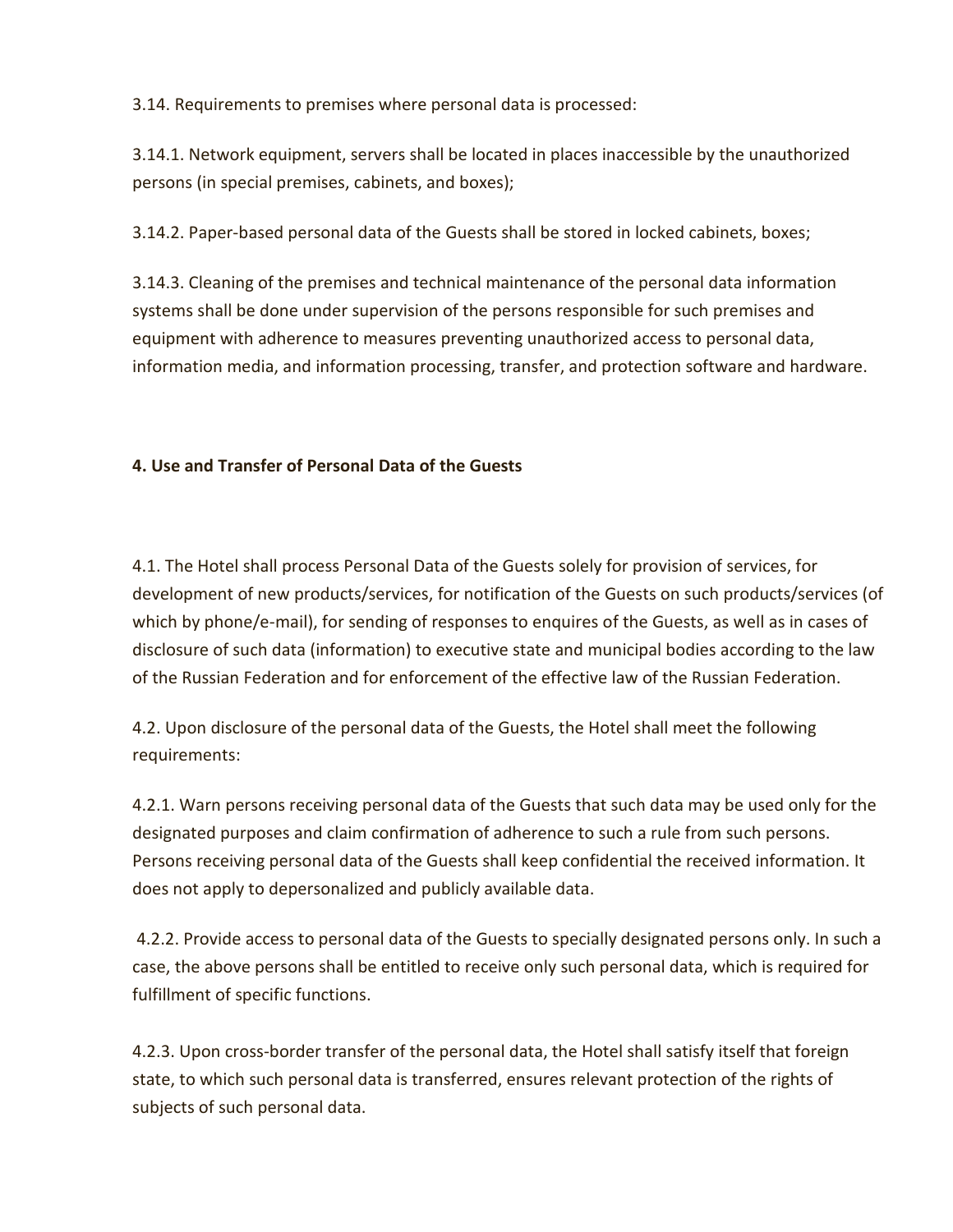3.14. Requirements to premises where personal data is processed:

3.14.1. Network equipment, servers shall be located in places inaccessible by the unauthorized persons (in special premises, cabinets, and boxes);

3.14.2. Paper-based personal data of the Guests shall be stored in locked cabinets, boxes;

3.14.3. Cleaning of the premises and technical maintenance of the personal data information systems shall be done under supervision of the persons responsible for such premises and equipment with adherence to measures preventing unauthorized access to personal data, information media, and information processing, transfer, and protection software and hardware.

**4. Use and Transfer of Personal Data of the Guests**

4.1. The Hotel shall process Personal Data of the Guests solely for provision of services, for development of new products/services, for notification of the Guests on such products/services (of which by phone/e-mail), for sending of responses to enquires of the Guests, as well as in cases of disclosure of such data (information) to executive state and municipal bodies according to the law of the Russian Federation and for enforcement of the effective law of the Russian Federation.

4.2. Upon disclosure of the personal data of the Guests, the Hotel shall meet the following requirements:

4.2.1. Warn persons receiving personal data of the Guests that such data may be used only for the designated purposes and claim confirmation of adherence to such a rule from such persons. Persons receiving personal data of the Guests shall keep confidential the received information. It does not apply to depersonalized and publicly available data.

4.2.2. Provide access to personal data of the Guests to specially designated persons only. In such a case, the above persons shall be entitled to receive only such personal data, which is required for fulfillment of specific functions.

4.2.3. Upon cross-border transfer of the personal data, the Hotel shall satisfy itself that foreign state, to which such personal data is transferred, ensures relevant protection of the rights of subjects of such personal data.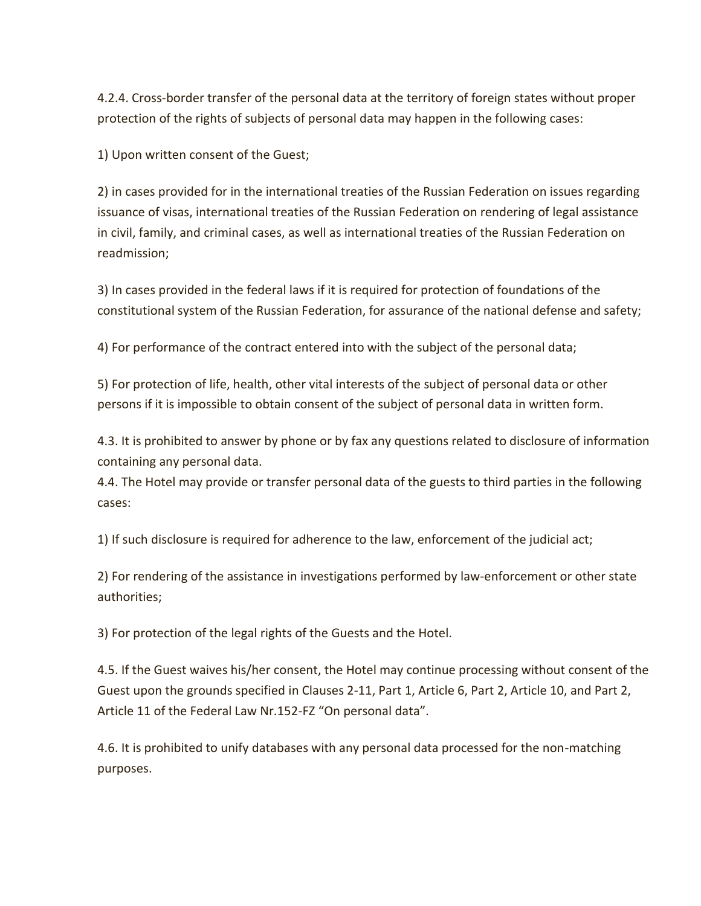4.2.4. Cross-border transfer of the personal data at the territory of foreign states without proper protection of the rights of subjects of personal data may happen in the following cases:

1) Upon written consent of the Guest;

2) in cases provided for in the international treaties of the Russian Federation on issues regarding issuance of visas, international treaties of the Russian Federation on rendering of legal assistance in civil, family, and criminal cases, as well as international treaties of the Russian Federation on readmission;

3) In cases provided in the federal laws if it is required for protection of foundations of the constitutional system of the Russian Federation, for assurance of the national defense and safety;

4) For performance of the contract entered into with the subject of the personal data;

5) For protection of life, health, other vital interests of the subject of personal data or other persons if it is impossible to obtain consent of the subject of personal data in written form.

4.3. It is prohibited to answer by phone or by fax any questions related to disclosure of information containing any personal data.
4.4. The Hotel may provide or transfer personal data of the guests to third parties in the following cases:

1) If such disclosure is required for adherence to the law, enforcement of the judicial act;

2) For rendering of the assistance in investigations performed by law-enforcement or other state authorities;

3) For protection of the legal rights of the Guests and the Hotel.

4.5. If the Guest waives his/her consent, the Hotel may continue processing without consent of the Guest upon the grounds specified in Clauses 2-11, Part 1, Article 6, Part 2, Article 10, and Part 2, Article 11 of the Federal Law Nr.152-FZ “On personal data”.

4.6. It is prohibited to unify databases with any personal data processed for the non-matching purposes.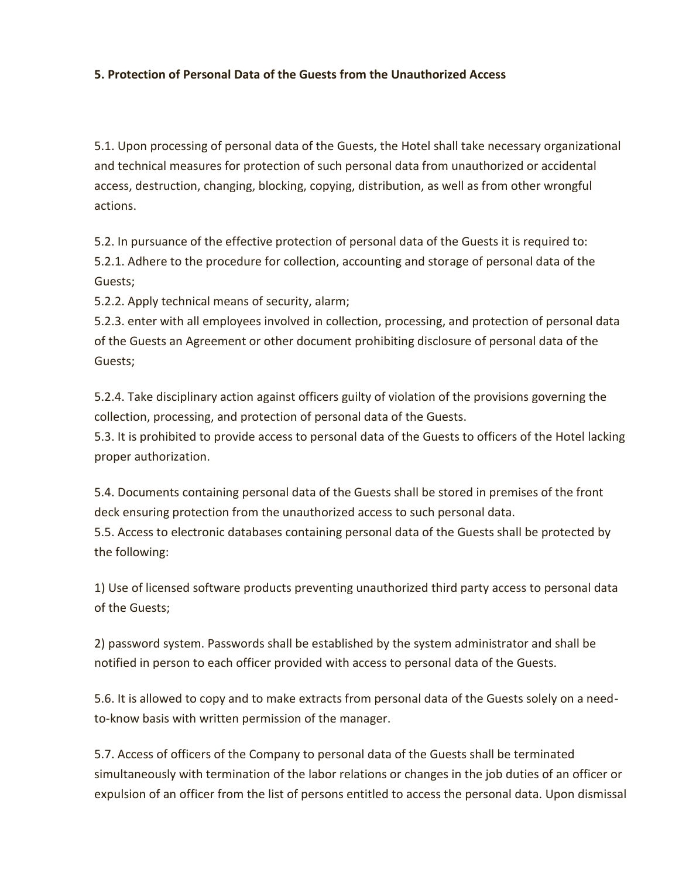**5. Protection of Personal Data of the Guests from the Unauthorized Access**

5.1. Upon processing of personal data of the Guests, the Hotel shall take necessary organizational and technical measures for protection of such personal data from unauthorized or accidental access, destruction, changing, blocking, copying, distribution, as well as from other wrongful actions.

5.2. In pursuance of the effective protection of personal data of the Guests it is required to:
5.2.1. Adhere to the procedure for collection, accounting and storage of personal data of the Guests;
5.2.2. Apply technical means of security, alarm;
5.2.3. enter with all employees involved in collection, processing, and protection of personal data of the Guests an Agreement or other document prohibiting disclosure of personal data of the Guests;

5.2.4. Take disciplinary action against officers guilty of violation of the provisions governing the collection, processing, and protection of personal data of the Guests.
5.3. It is prohibited to provide access to personal data of the Guests to officers of the Hotel lacking proper authorization.

5.4. Documents containing personal data of the Guests shall be stored in premises of the front deck ensuring protection from the unauthorized access to such personal data.
5.5. Access to electronic databases containing personal data of the Guests shall be protected by the following:

1) Use of licensed software products preventing unauthorized third party access to personal data of the Guests;

2) password system. Passwords shall be established by the system administrator and shall be notified in person to each officer provided with access to personal data of the Guests.

5.6. It is allowed to copy and to make extracts from personal data of the Guests solely on a need-to-know basis with written permission of the manager.

5.7. Access of officers of the Company to personal data of the Guests shall be terminated simultaneously with termination of the labor relations or changes in the job duties of an officer or expulsion of an officer from the list of persons entitled to access the personal data. Upon dismissal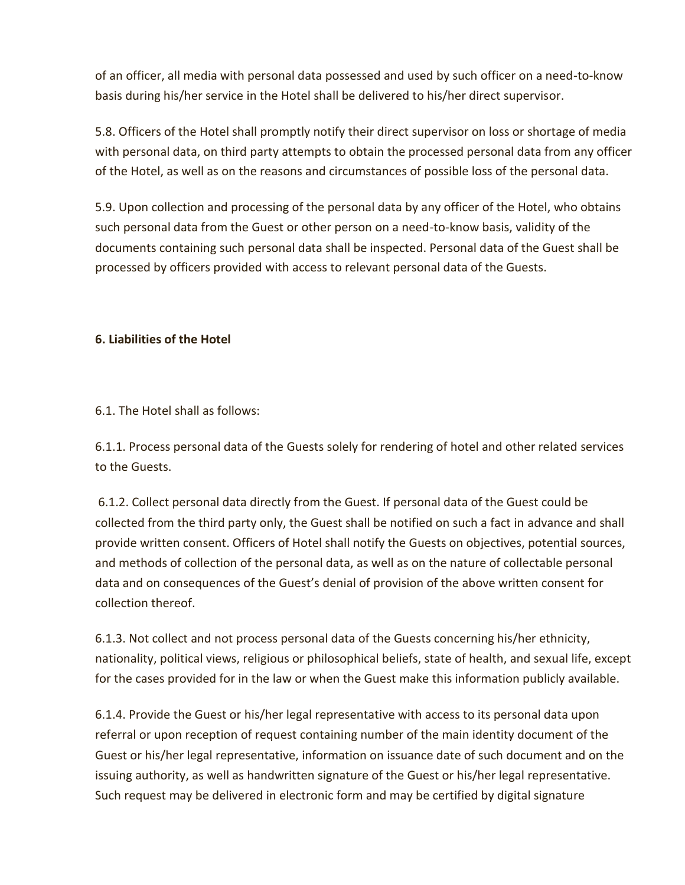of an officer, all media with personal data possessed and used by such officer on a need-to-know basis during his/her service in the Hotel shall be delivered to his/her direct supervisor.

5.8. Officers of the Hotel shall promptly notify their direct supervisor on loss or shortage of media with personal data, on third party attempts to obtain the processed personal data from any officer of the Hotel, as well as on the reasons and circumstances of possible loss of the personal data.

5.9. Upon collection and processing of the personal data by any officer of the Hotel, who obtains such personal data from the Guest or other person on a need-to-know basis, validity of the documents containing such personal data shall be inspected. Personal data of the Guest shall be processed by officers provided with access to relevant personal data of the Guests.

**6. Liabilities of the Hotel**

6.1. The Hotel shall as follows:

6.1.1. Process personal data of the Guests solely for rendering of hotel and other related services to the Guests.

6.1.2. Collect personal data directly from the Guest. If personal data of the Guest could be collected from the third party only, the Guest shall be notified on such a fact in advance and shall provide written consent. Officers of Hotel shall notify the Guests on objectives, potential sources, and methods of collection of the personal data, as well as on the nature of collectable personal data and on consequences of the Guest's denial of provision of the above written consent for collection thereof.

6.1.3. Not collect and not process personal data of the Guests concerning his/her ethnicity, nationality, political views, religious or philosophical beliefs, state of health, and sexual life, except for the cases provided for in the law or when the Guest make this information publicly available.

6.1.4. Provide the Guest or his/her legal representative with access to its personal data upon referral or upon reception of request containing number of the main identity document of the Guest or his/her legal representative, information on issuance date of such document and on the issuing authority, as well as handwritten signature of the Guest or his/her legal representative. Such request may be delivered in electronic form and may be certified by digital signature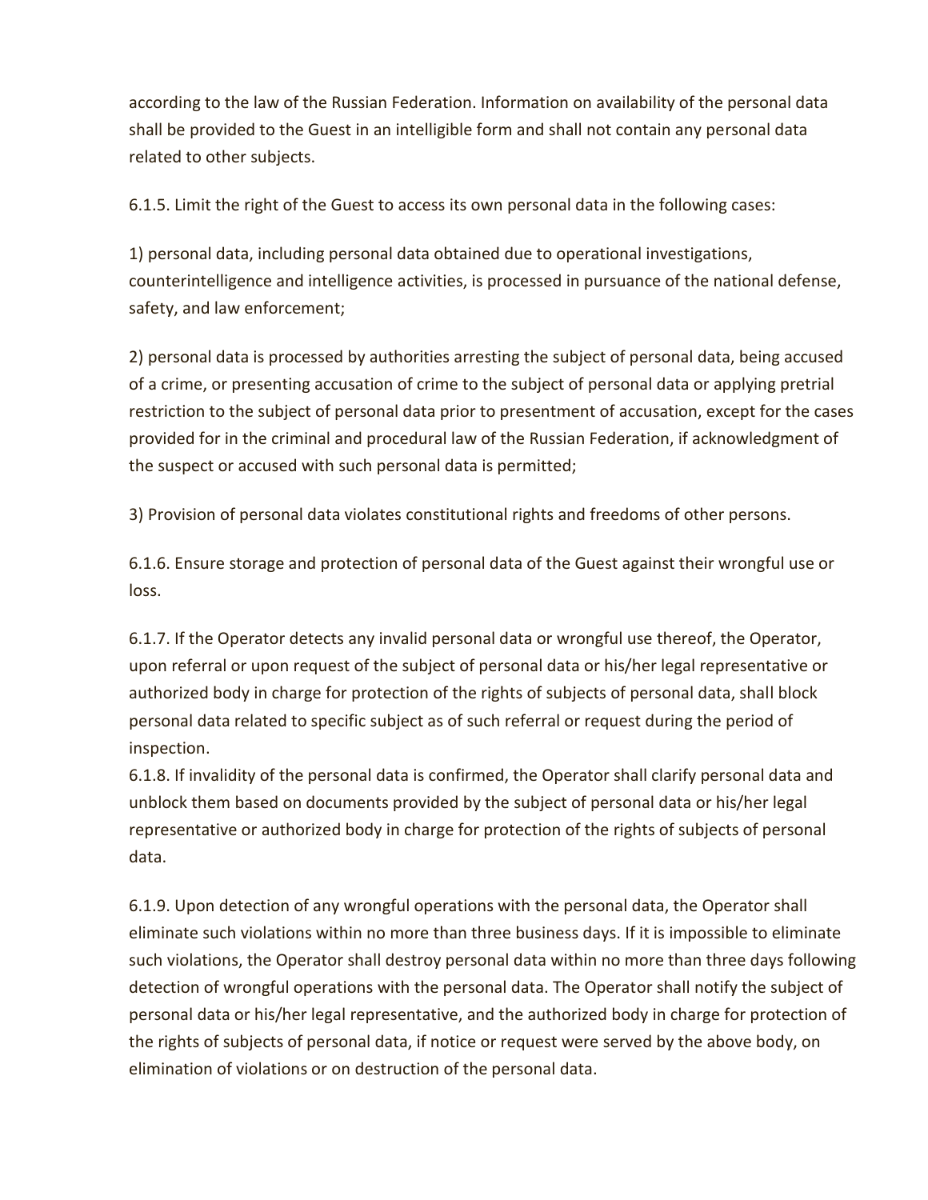according to the law of the Russian Federation. Information on availability of the personal data shall be provided to the Guest in an intelligible form and shall not contain any personal data related to other subjects.

6.1.5. Limit the right of the Guest to access its own personal data in the following cases:

1) personal data, including personal data obtained due to operational investigations, counterintelligence and intelligence activities, is processed in pursuance of the national defense, safety, and law enforcement;

2) personal data is processed by authorities arresting the subject of personal data, being accused of a crime, or presenting accusation of crime to the subject of personal data or applying pretrial restriction to the subject of personal data prior to presentment of accusation, except for the cases provided for in the criminal and procedural law of the Russian Federation, if acknowledgment of the suspect or accused with such personal data is permitted;

3) Provision of personal data violates constitutional rights and freedoms of other persons.

6.1.6. Ensure storage and protection of personal data of the Guest against their wrongful use or loss.

6.1.7. If the Operator detects any invalid personal data or wrongful use thereof, the Operator, upon referral or upon request of the subject of personal data or his/her legal representative or authorized body in charge for protection of the rights of subjects of personal data, shall block personal data related to specific subject as of such referral or request during the period of inspection.

6.1.8. If invalidity of the personal data is confirmed, the Operator shall clarify personal data and unblock them based on documents provided by the subject of personal data or his/her legal representative or authorized body in charge for protection of the rights of subjects of personal data.

6.1.9. Upon detection of any wrongful operations with the personal data, the Operator shall eliminate such violations within no more than three business days. If it is impossible to eliminate such violations, the Operator shall destroy personal data within no more than three days following detection of wrongful operations with the personal data. The Operator shall notify the subject of personal data or his/her legal representative, and the authorized body in charge for protection of the rights of subjects of personal data, if notice or request were served by the above body, on elimination of violations or on destruction of the personal data.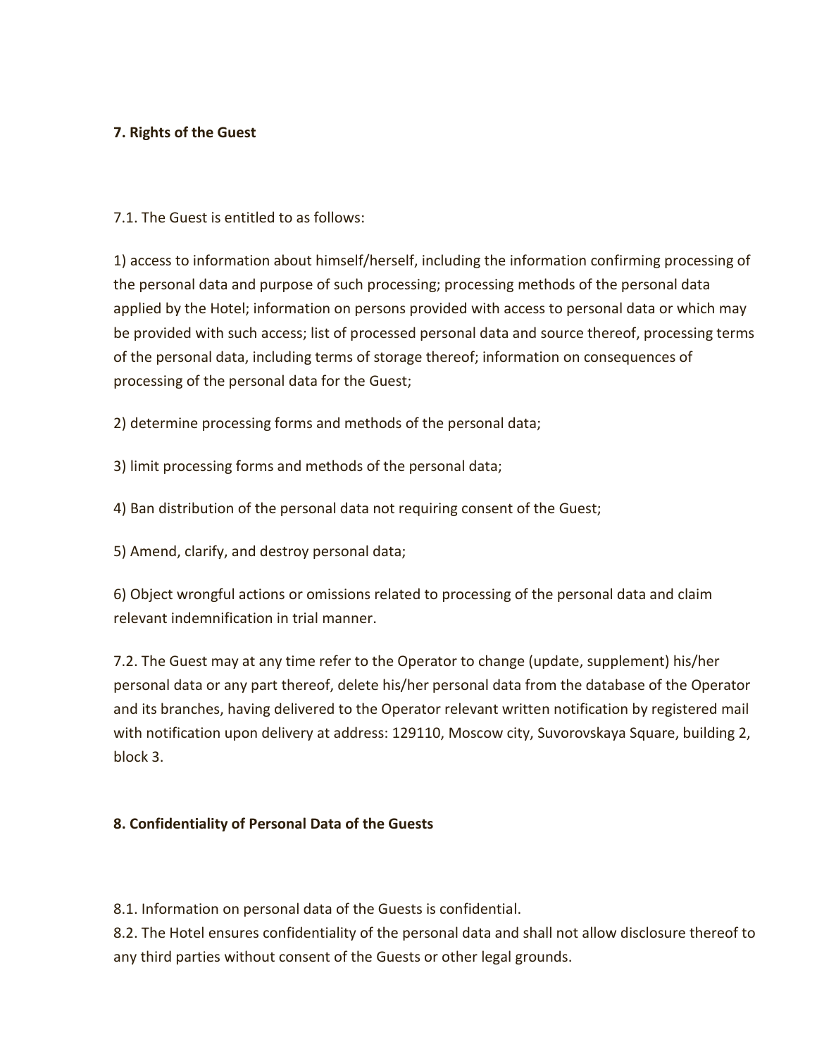## 7. Rights of the Guest

7.1. The Guest is entitled to as follows:

1) access to information about himself/herself, including the information confirming processing of the personal data and purpose of such processing; processing methods of the personal data applied by the Hotel; information on persons provided with access to personal data or which may be provided with such access; list of processed personal data and source thereof, processing terms of the personal data, including terms of storage thereof; information on consequences of processing of the personal data for the Guest;

2) determine processing forms and methods of the personal data;

3) limit processing forms and methods of the personal data;

4) Ban distribution of the personal data not requiring consent of the Guest;

5) Amend, clarify, and destroy personal data;

6) Object wrongful actions or omissions related to processing of the personal data and claim relevant indemnification in trial manner.

7.2. The Guest may at any time refer to the Operator to change (update, supplement) his/her personal data or any part thereof, delete his/her personal data from the database of the Operator and its branches, having delivered to the Operator relevant written notification by registered mail with notification upon delivery at address: 129110, Moscow city, Suvorovskaya Square, building 2, block 3.

## 8. Confidentiality of Personal Data of the Guests

8.1. Information on personal data of the Guests is confidential.
8.2. The Hotel ensures confidentiality of the personal data and shall not allow disclosure thereof to any third parties without consent of the Guests or other legal grounds.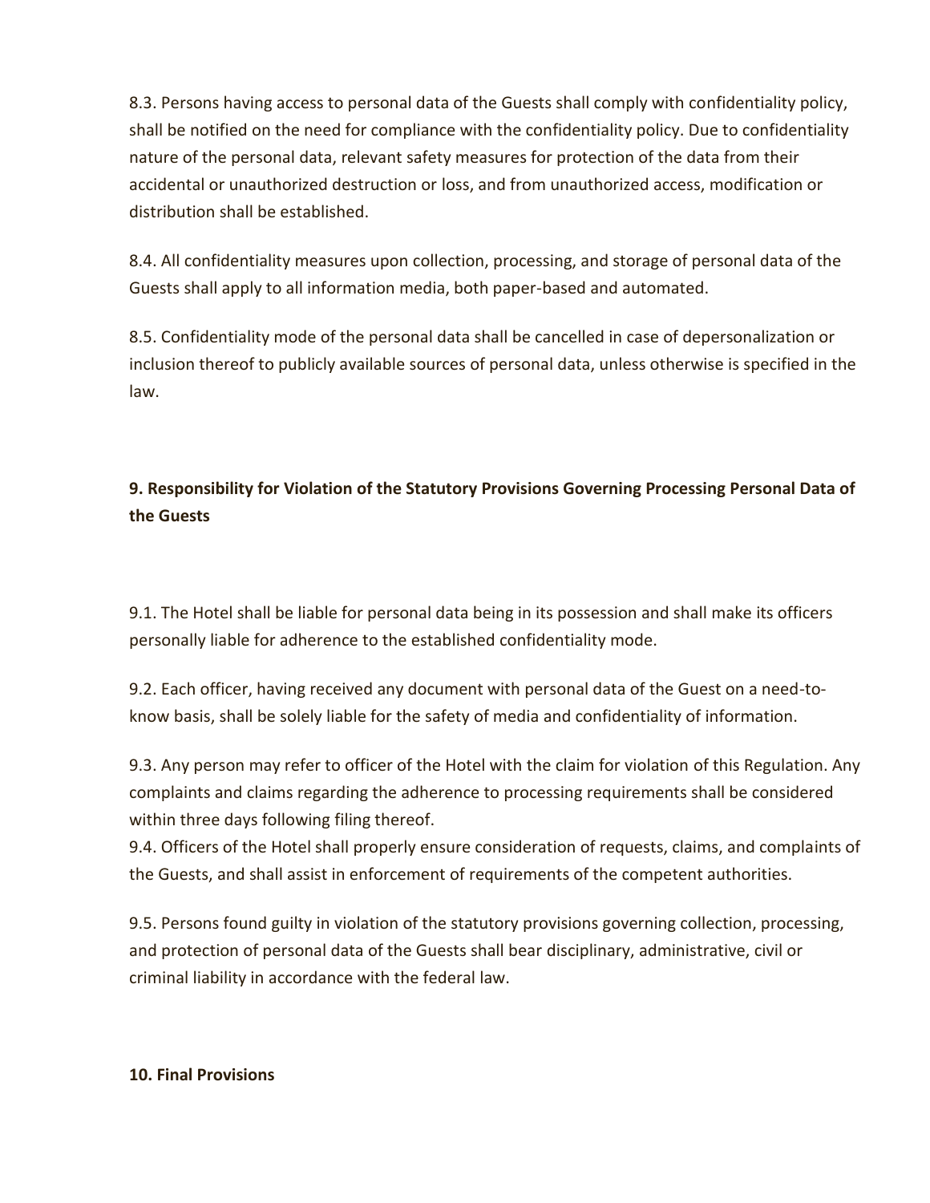8.3. Persons having access to personal data of the Guests shall comply with confidentiality policy, shall be notified on the need for compliance with the confidentiality policy. Due to confidentiality nature of the personal data, relevant safety measures for protection of the data from their accidental or unauthorized destruction or loss, and from unauthorized access, modification or distribution shall be established.

8.4. All confidentiality measures upon collection, processing, and storage of personal data of the Guests shall apply to all information media, both paper-based and automated.

8.5. Confidentiality mode of the personal data shall be cancelled in case of depersonalization or inclusion thereof to publicly available sources of personal data, unless otherwise is specified in the law.

## 9. Responsibility for Violation of the Statutory Provisions Governing Processing Personal Data of the Guests

9.1. The Hotel shall be liable for personal data being in its possession and shall make its officers personally liable for adherence to the established confidentiality mode.

9.2. Each officer, having received any document with personal data of the Guest on a need-to-know basis, shall be solely liable for the safety of media and confidentiality of information.

9.3. Any person may refer to officer of the Hotel with the claim for violation of this Regulation. Any complaints and claims regarding the adherence to processing requirements shall be considered within three days following filing thereof.

9.4. Officers of the Hotel shall properly ensure consideration of requests, claims, and complaints of the Guests, and shall assist in enforcement of requirements of the competent authorities.

9.5. Persons found guilty in violation of the statutory provisions governing collection, processing, and protection of personal data of the Guests shall bear disciplinary, administrative, civil or criminal liability in accordance with the federal law.

## 10. Final Provisions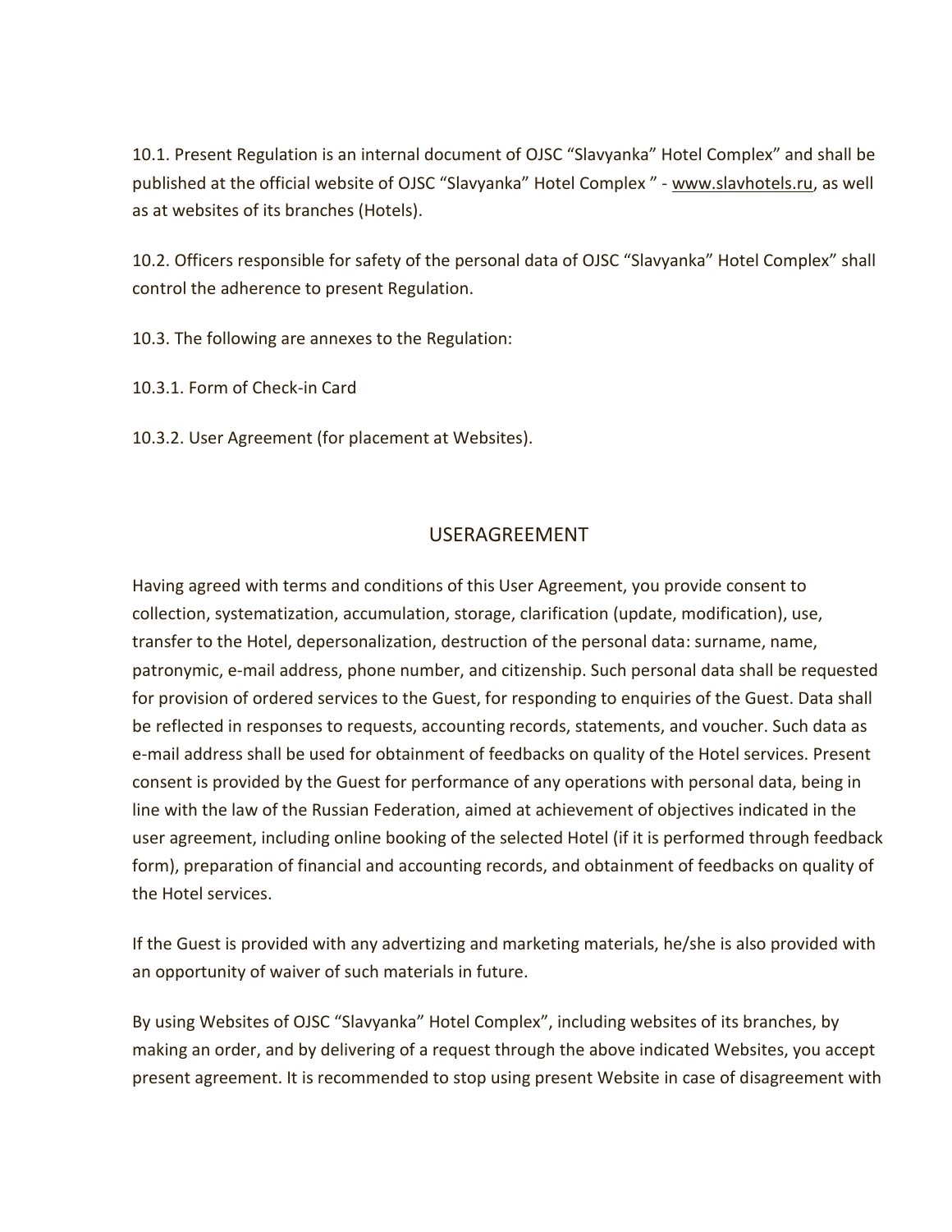10.1. Present Regulation is an internal document of OJSC "Slavyanka" Hotel Complex" and shall be published at the official website of OJSC "Slavyanka" Hotel Complex " - www.slavhotels.ru, as well as at websites of its branches (Hotels).

10.2. Officers responsible for safety of the personal data of OJSC "Slavyanka" Hotel Complex" shall control the adherence to present Regulation.

10.3. The following are annexes to the Regulation:

10.3.1. Form of Check-in Card

10.3.2. User Agreement (for placement at Websites).

## USERAGREEMENT

Having agreed with terms and conditions of this User Agreement, you provide consent to collection, systematization, accumulation, storage, clarification (update, modification), use, transfer to the Hotel, depersonalization, destruction of the personal data: surname, name, patronymic, e-mail address, phone number, and citizenship. Such personal data shall be requested for provision of ordered services to the Guest, for responding to enquiries of the Guest. Data shall be reflected in responses to requests, accounting records, statements, and voucher. Such data as e-mail address shall be used for obtainment of feedbacks on quality of the Hotel services. Present consent is provided by the Guest for performance of any operations with personal data, being in line with the law of the Russian Federation, aimed at achievement of objectives indicated in the user agreement, including online booking of the selected Hotel (if it is performed through feedback form), preparation of financial and accounting records, and obtainment of feedbacks on quality of the Hotel services.

If the Guest is provided with any advertizing and marketing materials, he/she is also provided with an opportunity of waiver of such materials in future.

By using Websites of OJSC "Slavyanka" Hotel Complex", including websites of its branches, by making an order, and by delivering of a request through the above indicated Websites, you accept present agreement. It is recommended to stop using present Website in case of disagreement with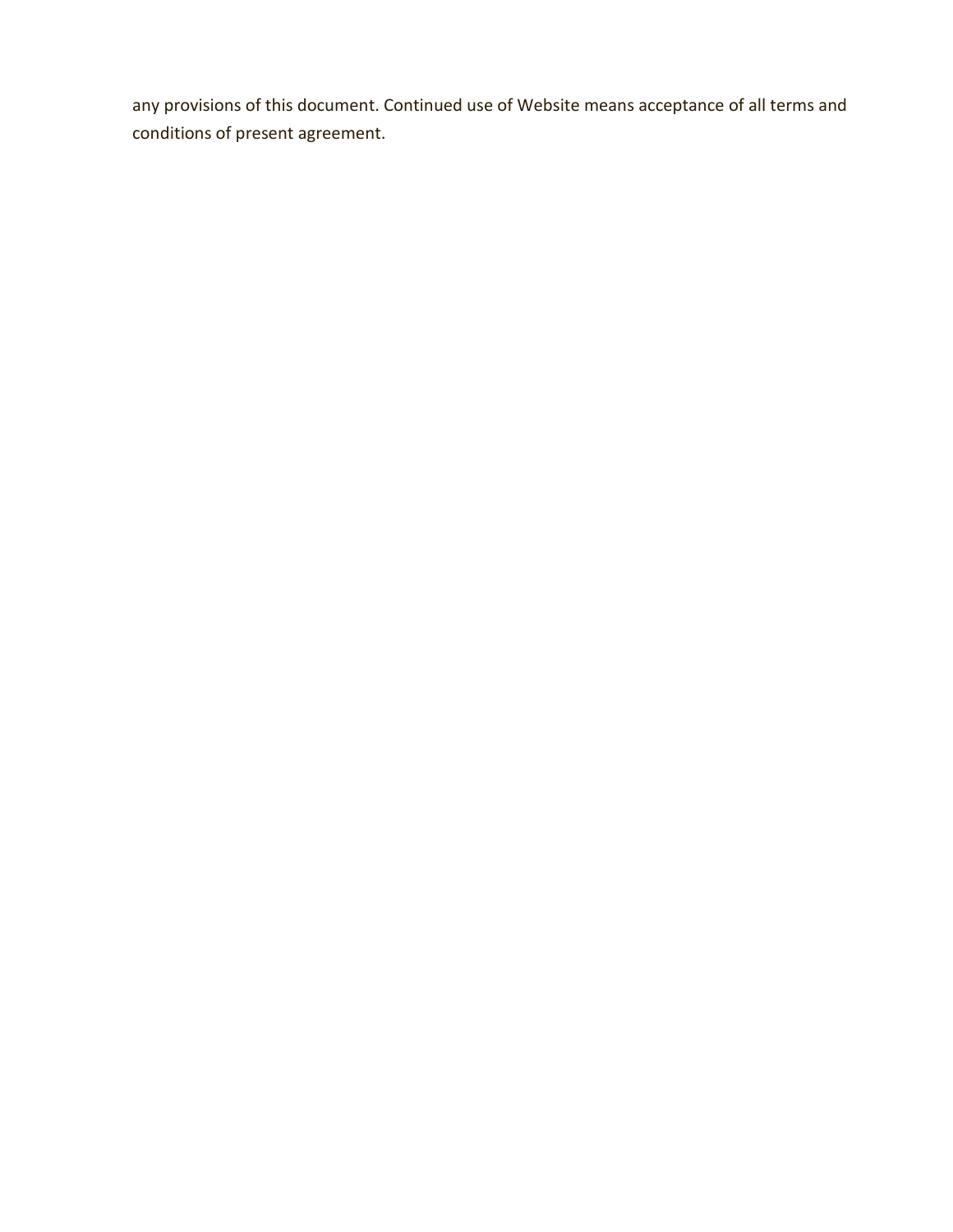any provisions of this document. Continued use of Website means acceptance of all terms and conditions of present agreement.